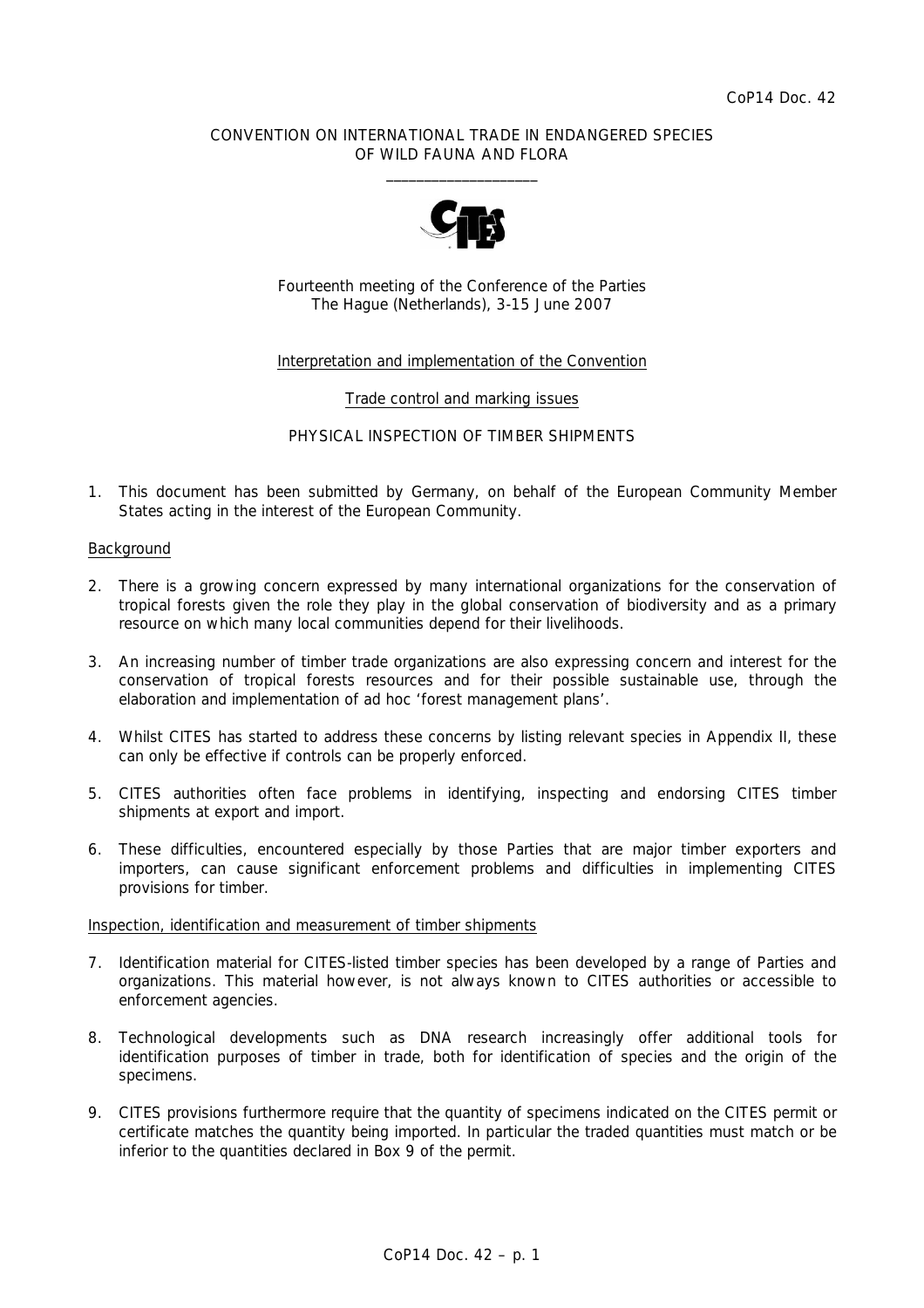CoP14 Doc. 42

CONVENTION ON INTERNATIONAL TRADE IN ENDANGERED SPECIES OF WILD FAUNA AND FLORA

\_\_\_\_\_\_\_\_\_\_\_\_\_\_\_\_\_\_\_\_

Fourteenth meeting of the Conference of the Parties
The Hague (Netherlands), 3-15 June 2007

Interpretation and implementation of the Convention

Trade control and marking issues

PHYSICAL INSPECTION OF TIMBER SHIPMENTS

1. This document has been submitted by Germany, on behalf of the European Community Member States acting in the interest of the European Community.

## Background

2. There is a growing concern expressed by many international organizations for the conservation of tropical forests given the role they play in the global conservation of biodiversity and as a primary resource on which many local communities depend for their livelihoods.

3. An increasing number of timber trade organizations are also expressing concern and interest for the conservation of tropical forests resources and for their possible sustainable use, through the elaboration and implementation of ad hoc 'forest management plans'.

4. Whilst CITES has started to address these concerns by listing relevant species in Appendix II, these can only be effective if controls can be properly enforced.

5. CITES authorities often face problems in identifying, inspecting and endorsing CITES timber shipments at export and import.

6. These difficulties, encountered especially by those Parties that are major timber exporters and importers, can cause significant enforcement problems and difficulties in implementing CITES provisions for timber.

## Inspection, identification and measurement of timber shipments

7. Identification material for CITES-listed timber species has been developed by a range of Parties and organizations. This material however, is not always known to CITES authorities or accessible to enforcement agencies.

8. Technological developments such as DNA research increasingly offer additional tools for identification purposes of timber in trade, both for identification of species and the origin of the specimens.

9. CITES provisions furthermore require that the quantity of specimens indicated on the CITES permit or certificate matches the quantity being imported. In particular the traded quantities must match or be inferior to the quantities declared in Box 9 of the permit.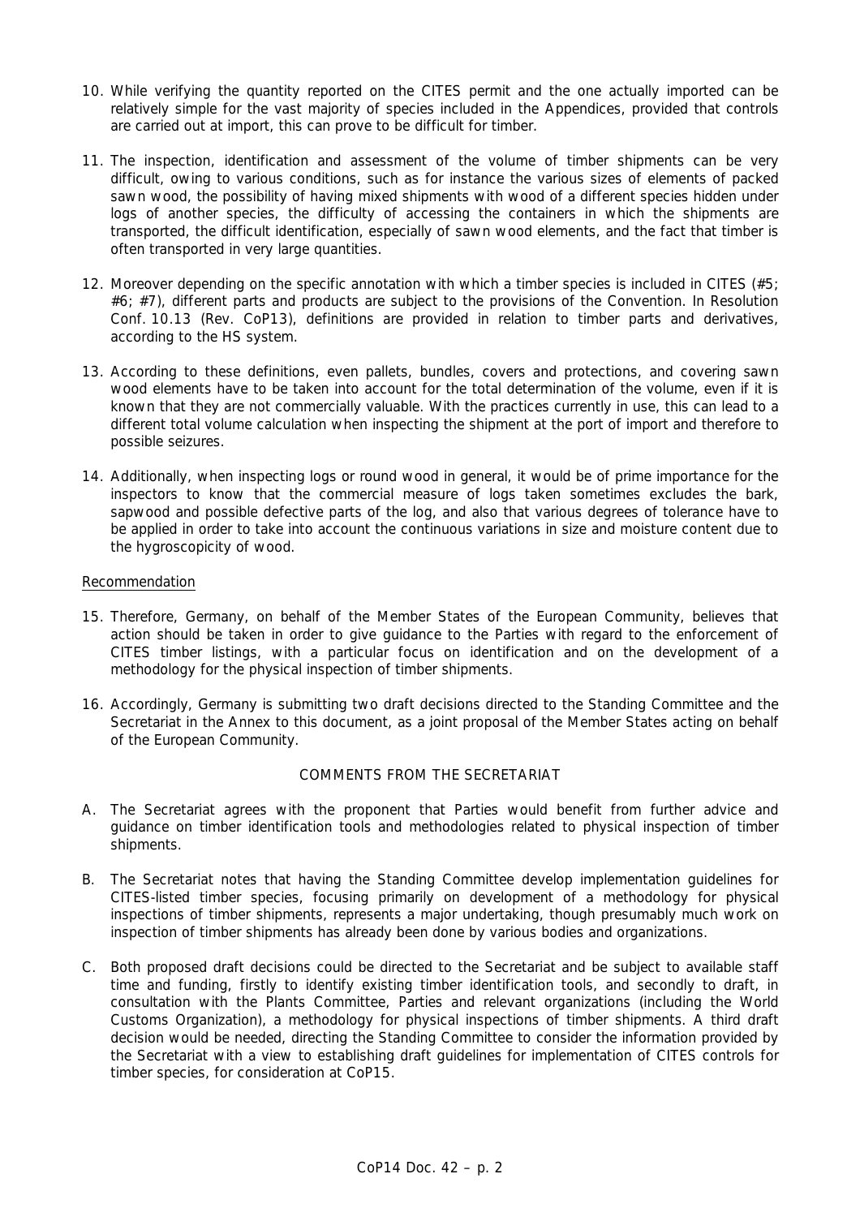10. While verifying the quantity reported on the CITES permit and the one actually imported can be relatively simple for the vast majority of species included in the Appendices, provided that controls are carried out at import, this can prove to be difficult for timber.

11. The inspection, identification and assessment of the volume of timber shipments can be very difficult, owing to various conditions, such as for instance the various sizes of elements of packed sawn wood, the possibility of having mixed shipments with wood of a different species hidden under logs of another species, the difficulty of accessing the containers in which the shipments are transported, the difficult identification, especially of sawn wood elements, and the fact that timber is often transported in very large quantities.

12. Moreover depending on the specific annotation with which a timber species is included in CITES (#5; #6; #7), different parts and products are subject to the provisions of the Convention. In Resolution Conf. 10.13 (Rev. CoP13), definitions are provided in relation to timber parts and derivatives, according to the HS system.

13. According to these definitions, even pallets, bundles, covers and protections, and covering sawn wood elements have to be taken into account for the total determination of the volume, even if it is known that they are not commercially valuable. With the practices currently in use, this can lead to a different total volume calculation when inspecting the shipment at the port of import and therefore to possible seizures.

14. Additionally, when inspecting logs or round wood in general, it would be of prime importance for the inspectors to know that the commercial measure of logs taken sometimes excludes the bark, sapwood and possible defective parts of the log, and also that various degrees of tolerance have to be applied in order to take into account the continuous variations in size and moisture content due to the hygroscopicity of wood.

<u>Recommendation</u>

15. Therefore, Germany, on behalf of the Member States of the European Community, believes that action should be taken in order to give guidance to the Parties with regard to the enforcement of CITES timber listings, with a particular focus on identification and on the development of a methodology for the physical inspection of timber shipments.

16. Accordingly, Germany is submitting two draft decisions directed to the Standing Committee and the Secretariat in the Annex to this document, as a joint proposal of the Member States acting on behalf of the European Community.

## COMMENTS FROM THE SECRETARIAT

A. The Secretariat agrees with the proponent that Parties would benefit from further advice and guidance on timber identification tools and methodologies related to physical inspection of timber shipments.

B. The Secretariat notes that having the Standing Committee develop implementation guidelines for CITES-listed timber species, focusing primarily on development of a methodology for physical inspections of timber shipments, represents a major undertaking, though presumably much work on inspection of timber shipments has already been done by various bodies and organizations.

C. Both proposed draft decisions could be directed to the Secretariat and be subject to available staff time and funding, firstly to identify existing timber identification tools, and secondly to draft, in consultation with the Plants Committee, Parties and relevant organizations (including the World Customs Organization), a methodology for physical inspections of timber shipments. A third draft decision would be needed, directing the Standing Committee to consider the information provided by the Secretariat with a view to establishing draft guidelines for implementation of CITES controls for timber species, for consideration at CoP15.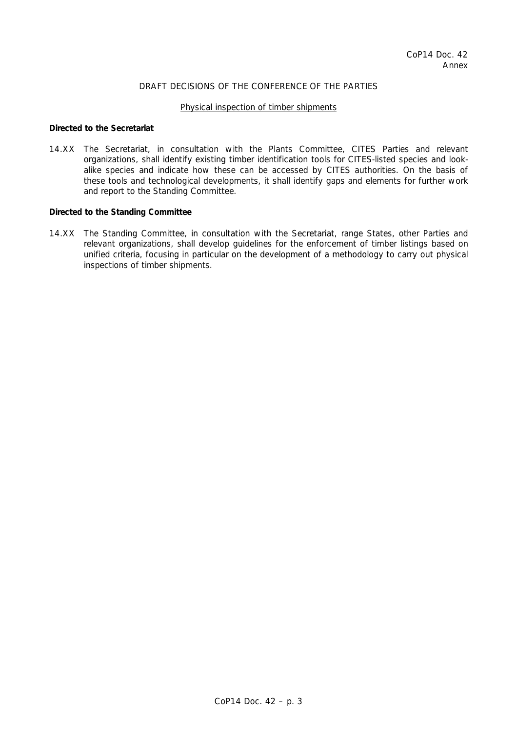CoP14 Doc. 42
Annex

# DRAFT DECISIONS OF THE CONFERENCE OF THE PARTIES

## Physical inspection of timber shipments

**Directed to the Secretariat**

14.XX The Secretariat, in consultation with the Plants Committee, CITES Parties and relevant organizations, shall identify existing timber identification tools for CITES-listed species and look-alike species and indicate how these can be accessed by CITES authorities. On the basis of these tools and technological developments, it shall identify gaps and elements for further work and report to the Standing Committee.

**Directed to the Standing Committee**

14.XX The Standing Committee, in consultation with the Secretariat, range States, other Parties and relevant organizations, shall develop guidelines for the enforcement of timber listings based on unified criteria, focusing in particular on the development of a methodology to carry out physical inspections of timber shipments.